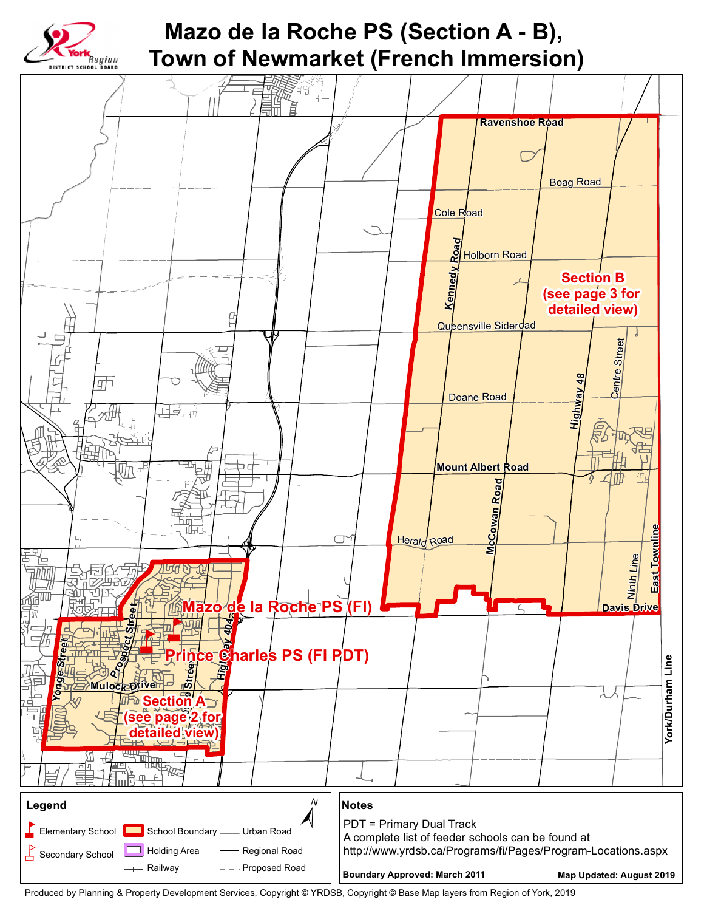# Mazo de la Roche PS (Section A - B), Town of Newmarket (French Immersion)

York Region District School Board

Ravenshoe Road

Boag Road

Cole Road

Holborn Road

Kennedy Road

Section B (see page 3 for detailed view)

Queensville Sideroad

Centre Street

Doane Road

Highway 48

Mount Albert Road

McCowan Road

Herald Road

Ninth Line

East Townline

Davis Drive

Mazo de la Roche PS (FI)

Prospect Street

Highway 404

Prince Charles PS (FI PDT)

Yonge Street

Mulock Drive

Section A (see page 2 for detailed view)

York/Durham Line

## Legend

- Elementary School
- Secondary School
- School Boundary
- Holding Area
- Railway
- Urban Road
- Regional Road
- Proposed Road

## Notes

PDT = Primary Dual Track

A complete list of feeder schools can be found at http://www.yrdsb.ca/Programs/fi/Pages/Program-Locations.aspx

**Boundary Approved: March 2011**

**Map Updated: August 2019**

Produced by Planning & Property Development Services, Copyright © YRDSB, Copyright © Base Map layers from Region of York, 2019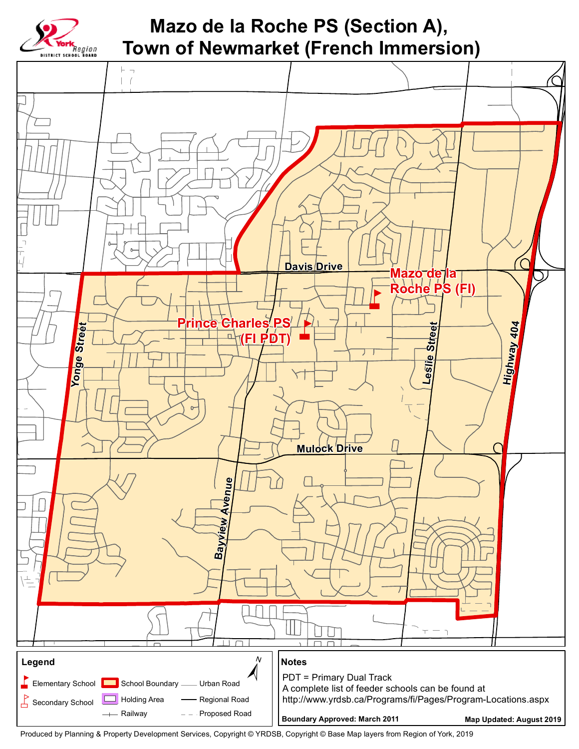# Mazo de la Roche PS (Section A), Town of Newmarket (French Immersion)

York Region District School Board

Davis Drive

Mazo de la Roche PS (FI)

Prince Charles PS (FI PDT)

Yonge Street

Leslie Street

Highway 404

Mulock Drive

Bayview Avenue

**Legend**

- Elementary School
- Secondary School
- School Boundary
- Holding Area
- Railway
- Urban Road
- Regional Road
- Proposed Road

N

**Notes**

PDT = Primary Dual Track
A complete list of feeder schools can be found at
http://www.yrdsb.ca/Programs/fi/Pages/Program-Locations.aspx

**Boundary Approved: March 2011**

**Map Updated: August 2019**

Produced by Planning & Property Development Services, Copyright © YRDSB, Copyright © Base Map layers from Region of York, 2019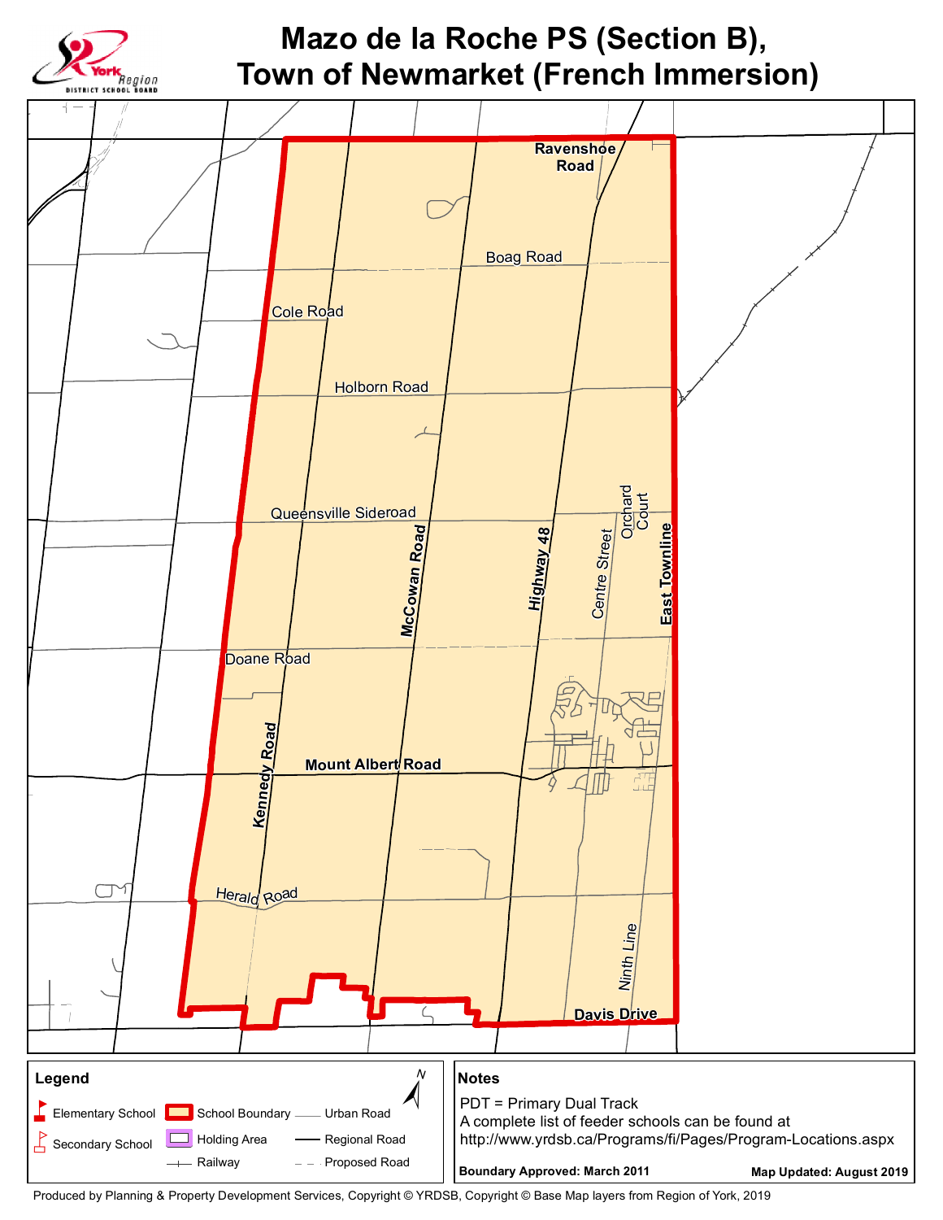# Mazo de la Roche PS (Section B), Town of Newmarket (French Immersion)

York Region District School Board

Ravenshoe Road
Boag Road
Cole Road
Holborn Road
Queensville Sideroad
Doane Road
Mount Albert Road
Herald Road
Davis Drive
Kennedy Road
McCowan Road
Highway 48
Centre Street
Orchard Court
East Townline
Ninth Line

**Legend**

- Elementary School
- Secondary School
- School Boundary
- Holding Area
- Railway
- Urban Road
- Regional Road
- Proposed Road

N

**Notes**

PDT = Primary Dual Track
A complete list of feeder schools can be found at
http://www.yrdsb.ca/Programs/fi/Pages/Program-Locations.aspx

**Boundary Approved: March 2011**

**Map Updated: August 2019**

Produced by Planning & Property Development Services, Copyright © YRDSB, Copyright © Base Map layers from Region of York, 2019